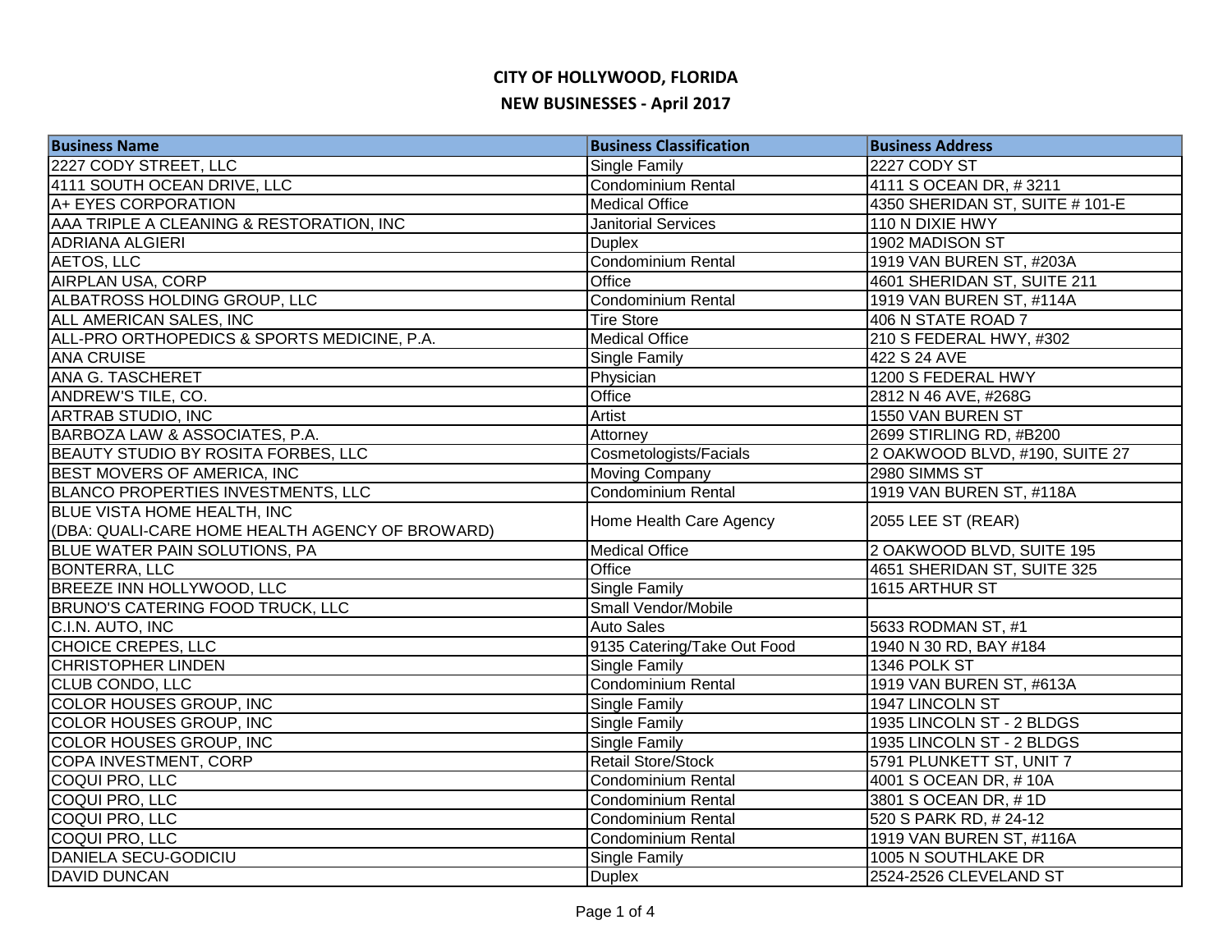# CITY OF HOLLYWOOD, FLORIDA

## NEW BUSINESSES - April 2017

| Business Name | Business Classification | Business Address |
|---|---|---|
| 2227 CODY STREET, LLC | Single Family | 2227 CODY ST |
| 4111 SOUTH OCEAN DRIVE, LLC | Condominium Rental | 4111 S OCEAN DR, # 3211 |
| A+ EYES CORPORATION | Medical Office | 4350 SHERIDAN ST, SUITE # 101-E |
| AAA TRIPLE A CLEANING & RESTORATION, INC | Janitorial Services | 110 N DIXIE HWY |
| ADRIANA ALGIERI | Duplex | 1902 MADISON ST |
| AETOS, LLC | Condominium Rental | 1919 VAN BUREN ST, #203A |
| AIRPLAN USA, CORP | Office | 4601 SHERIDAN ST, SUITE 211 |
| ALBATROSS HOLDING GROUP, LLC | Condominium Rental | 1919 VAN BUREN ST, #114A |
| ALL AMERICAN SALES, INC | Tire Store | 406 N STATE ROAD 7 |
| ALL-PRO ORTHOPEDICS & SPORTS MEDICINE, P.A. | Medical Office | 210 S FEDERAL HWY, #302 |
| ANA CRUISE | Single Family | 422 S 24 AVE |
| ANA G. TASCHERET | Physician | 1200 S FEDERAL HWY |
| ANDREW'S TILE, CO. | Office | 2812 N 46 AVE, #268G |
| ARTRAB STUDIO, INC | Artist | 1550 VAN BUREN ST |
| BARBOZA LAW & ASSOCIATES, P.A. | Attorney | 2699 STIRLING RD, #B200 |
| BEAUTY STUDIO BY ROSITA FORBES, LLC | Cosmetologists/Facials | 2 OAKWOOD BLVD, #190, SUITE 27 |
| BEST MOVERS OF AMERICA, INC | Moving Company | 2980 SIMMS ST |
| BLANCO PROPERTIES INVESTMENTS, LLC | Condominium Rental | 1919 VAN BUREN ST, #118A |
| BLUE VISTA HOME HEALTH, INC (DBA: QUALI-CARE HOME HEALTH AGENCY OF BROWARD) | Home Health Care Agency | 2055 LEE ST (REAR) |
| BLUE WATER PAIN SOLUTIONS, PA | Medical Office | 2 OAKWOOD BLVD, SUITE 195 |
| BONTERRA, LLC | Office | 4651 SHERIDAN ST, SUITE 325 |
| BREEZE INN HOLLYWOOD, LLC | Single Family | 1615 ARTHUR ST |
| BRUNO'S CATERING FOOD TRUCK, LLC | Small Vendor/Mobile | |
| C.I.N. AUTO, INC | Auto Sales | 5633 RODMAN ST, #1 |
| CHOICE CREPES, LLC | 9135 Catering/Take Out Food | 1940 N 30 RD, BAY #184 |
| CHRISTOPHER LINDEN | Single Family | 1346 POLK ST |
| CLUB CONDO, LLC | Condominium Rental | 1919 VAN BUREN ST, #613A |
| COLOR HOUSES GROUP, INC | Single Family | 1947 LINCOLN ST |
| COLOR HOUSES GROUP, INC | Single Family | 1935 LINCOLN ST - 2 BLDGS |
| COLOR HOUSES GROUP, INC | Single Family | 1935 LINCOLN ST - 2 BLDGS |
| COPA INVESTMENT, CORP | Retail Store/Stock | 5791 PLUNKETT ST, UNIT 7 |
| COQUI PRO, LLC | Condominium Rental | 4001 S OCEAN DR, # 10A |
| COQUI PRO, LLC | Condominium Rental | 3801 S OCEAN DR, # 1D |
| COQUI PRO, LLC | Condominium Rental | 520 S PARK RD, # 24-12 |
| COQUI PRO, LLC | Condominium Rental | 1919 VAN BUREN ST, #116A |
| DANIELA SECU-GODICIU | Single Family | 1005 N SOUTHLAKE DR |
| DAVID DUNCAN | Duplex | 2524-2526 CLEVELAND ST |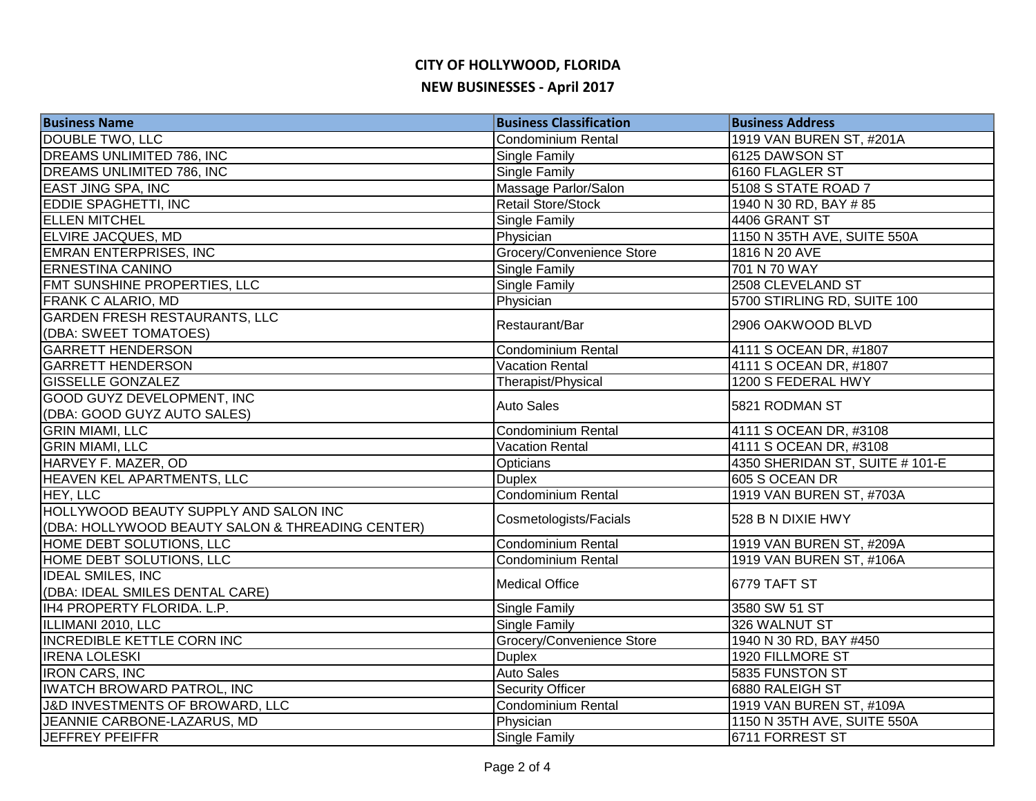# CITY OF HOLLYWOOD, FLORIDA

## NEW BUSINESSES - April 2017

| Business Name | Business Classification | Business Address |
|---|---|---|
| DOUBLE TWO, LLC | Condominium Rental | 1919 VAN BUREN ST, #201A |
| DREAMS UNLIMITED 786, INC | Single Family | 6125 DAWSON ST |
| DREAMS UNLIMITED 786, INC | Single Family | 6160 FLAGLER ST |
| EAST JING SPA, INC | Massage Parlor/Salon | 5108 S STATE ROAD 7 |
| EDDIE SPAGHETTI, INC | Retail Store/Stock | 1940 N 30 RD, BAY # 85 |
| ELLEN MITCHEL | Single Family | 4406 GRANT ST |
| ELVIRE JACQUES, MD | Physician | 1150 N 35TH AVE, SUITE 550A |
| EMRAN ENTERPRISES, INC | Grocery/Convenience Store | 1816 N 20 AVE |
| ERNESTINA CANINO | Single Family | 701 N 70 WAY |
| FMT SUNSHINE PROPERTIES, LLC | Single Family | 2508 CLEVELAND ST |
| FRANK C ALARIO, MD | Physician | 5700 STIRLING RD, SUITE 100 |
| GARDEN FRESH RESTAURANTS, LLC (DBA: SWEET TOMATOES) | Restaurant/Bar | 2906 OAKWOOD BLVD |
| GARRETT HENDERSON | Condominium Rental | 4111 S OCEAN DR, #1807 |
| GARRETT HENDERSON | Vacation Rental | 4111 S OCEAN DR, #1807 |
| GISSELLE GONZALEZ | Therapist/Physical | 1200 S FEDERAL HWY |
| GOOD GUYZ DEVELOPMENT, INC (DBA: GOOD GUYZ AUTO SALES) | Auto Sales | 5821 RODMAN ST |
| GRIN MIAMI, LLC | Condominium Rental | 4111 S OCEAN DR, #3108 |
| GRIN MIAMI, LLC | Vacation Rental | 4111 S OCEAN DR, #3108 |
| HARVEY F. MAZER, OD | Opticians | 4350 SHERIDAN ST, SUITE # 101-E |
| HEAVEN KEL APARTMENTS, LLC | Duplex | 605 S OCEAN DR |
| HEY, LLC | Condominium Rental | 1919 VAN BUREN ST, #703A |
| HOLLYWOOD BEAUTY SUPPLY AND SALON INC (DBA: HOLLYWOOD BEAUTY SALON & THREADING CENTER) | Cosmetologists/Facials | 528 B N DIXIE HWY |
| HOME DEBT SOLUTIONS, LLC | Condominium Rental | 1919 VAN BUREN ST, #209A |
| HOME DEBT SOLUTIONS, LLC | Condominium Rental | 1919 VAN BUREN ST, #106A |
| IDEAL SMILES, INC (DBA: IDEAL SMILES DENTAL CARE) | Medical Office | 6779 TAFT ST |
| IH4 PROPERTY FLORIDA. L.P. | Single Family | 3580 SW 51 ST |
| ILLIMANI 2010, LLC | Single Family | 326 WALNUT ST |
| INCREDIBLE KETTLE CORN INC | Grocery/Convenience Store | 1940 N 30 RD, BAY #450 |
| IRENA LOLESKI | Duplex | 1920 FILLMORE ST |
| IRON CARS, INC | Auto Sales | 5835 FUNSTON ST |
| IWATCH BROWARD PATROL, INC | Security Officer | 6880 RALEIGH ST |
| J&D INVESTMENTS OF BROWARD, LLC | Condominium Rental | 1919 VAN BUREN ST, #109A |
| JEANNIE CARBONE-LAZARUS, MD | Physician | 1150 N 35TH AVE, SUITE 550A |
| JEFFREY PFEIFFR | Single Family | 6711 FORREST ST |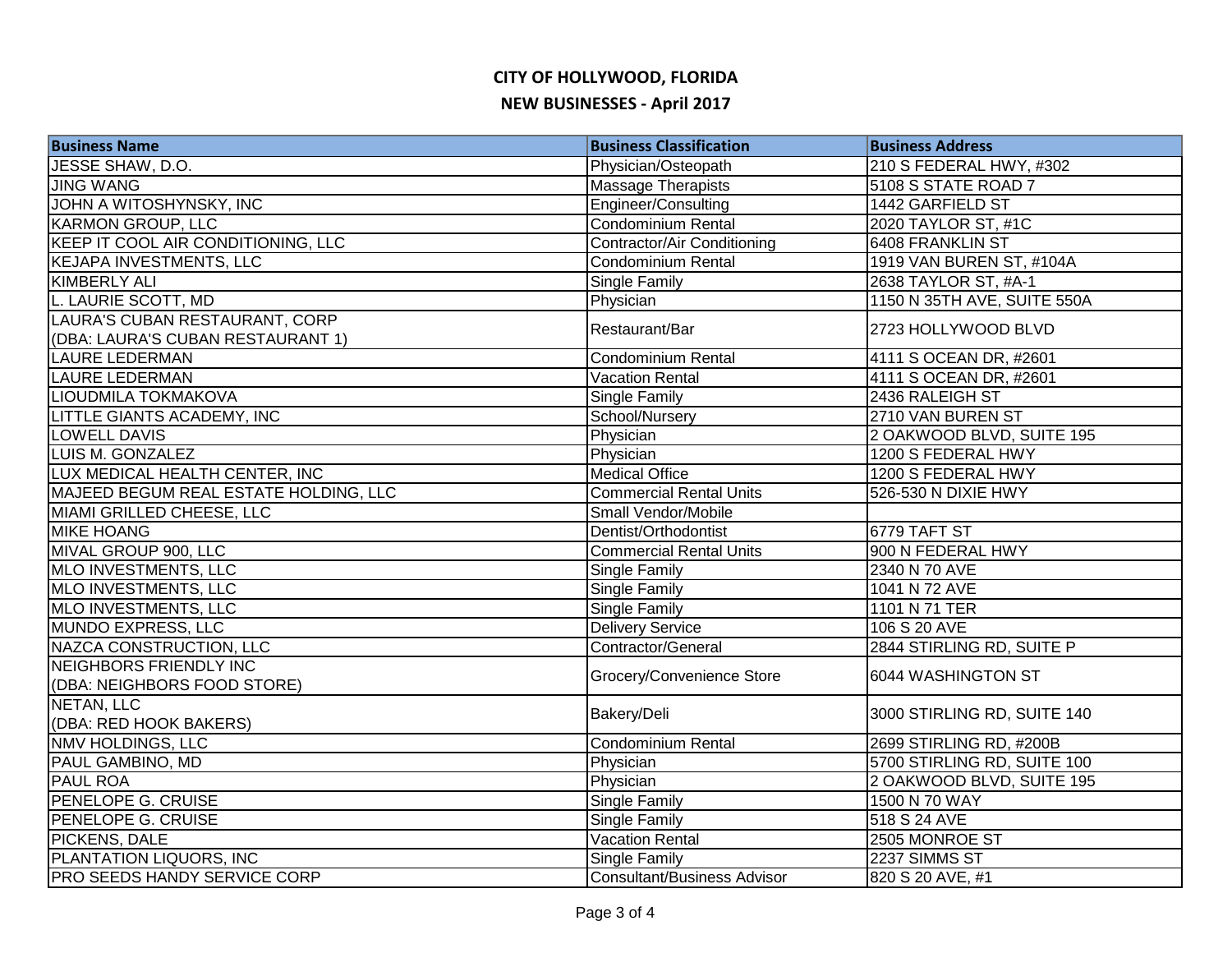# CITY OF HOLLYWOOD, FLORIDA

## NEW BUSINESSES - April 2017

| Business Name | Business Classification | Business Address |
|---|---|---|
| JESSE SHAW, D.O. | Physician/Osteopath | 210 S FEDERAL HWY, #302 |
| JING WANG | Massage Therapists | 5108 S STATE ROAD 7 |
| JOHN A WITOSHYNSKY, INC | Engineer/Consulting | 1442 GARFIELD ST |
| KARMON GROUP, LLC | Condominium Rental | 2020 TAYLOR ST, #1C |
| KEEP IT COOL AIR CONDITIONING, LLC | Contractor/Air Conditioning | 6408 FRANKLIN ST |
| KEJAPA INVESTMENTS, LLC | Condominium Rental | 1919 VAN BUREN ST, #104A |
| KIMBERLY ALI | Single Family | 2638 TAYLOR ST, #A-1 |
| L. LAURIE SCOTT, MD | Physician | 1150 N 35TH AVE, SUITE 550A |
| LAURA'S CUBAN RESTAURANT, CORP (DBA: LAURA'S CUBAN RESTAURANT 1) | Restaurant/Bar | 2723 HOLLYWOOD BLVD |
| LAURE LEDERMAN | Condominium Rental | 4111 S OCEAN DR, #2601 |
| LAURE LEDERMAN | Vacation Rental | 4111 S OCEAN DR, #2601 |
| LIOUDMILA TOKMAKOVA | Single Family | 2436 RALEIGH ST |
| LITTLE GIANTS ACADEMY, INC | School/Nursery | 2710 VAN BUREN ST |
| LOWELL DAVIS | Physician | 2 OAKWOOD BLVD, SUITE 195 |
| LUIS M. GONZALEZ | Physician | 1200 S FEDERAL HWY |
| LUX MEDICAL HEALTH CENTER, INC | Medical Office | 1200 S FEDERAL HWY |
| MAJEED BEGUM REAL ESTATE HOLDING, LLC | Commercial Rental Units | 526-530 N DIXIE HWY |
| MIAMI GRILLED CHEESE, LLC | Small Vendor/Mobile | |
| MIKE HOANG | Dentist/Orthodontist | 6779 TAFT ST |
| MIVAL GROUP 900, LLC | Commercial Rental Units | 900 N FEDERAL HWY |
| MLO INVESTMENTS, LLC | Single Family | 2340 N 70 AVE |
| MLO INVESTMENTS, LLC | Single Family | 1041 N 72 AVE |
| MLO INVESTMENTS, LLC | Single Family | 1101 N 71 TER |
| MUNDO EXPRESS, LLC | Delivery Service | 106 S 20 AVE |
| NAZCA CONSTRUCTION, LLC | Contractor/General | 2844 STIRLING RD, SUITE P |
| NEIGHBORS FRIENDLY INC (DBA: NEIGHBORS FOOD STORE) | Grocery/Convenience Store | 6044 WASHINGTON ST |
| NETAN, LLC (DBA: RED HOOK BAKERS) | Bakery/Deli | 3000 STIRLING RD, SUITE 140 |
| NMV HOLDINGS, LLC | Condominium Rental | 2699 STIRLING RD, #200B |
| PAUL GAMBINO, MD | Physician | 5700 STIRLING RD, SUITE 100 |
| PAUL ROA | Physician | 2 OAKWOOD BLVD, SUITE 195 |
| PENELOPE G. CRUISE | Single Family | 1500 N 70 WAY |
| PENELOPE G. CRUISE | Single Family | 518 S 24 AVE |
| PICKENS, DALE | Vacation Rental | 2505 MONROE ST |
| PLANTATION LIQUORS, INC | Single Family | 2237 SIMMS ST |
| PRO SEEDS HANDY SERVICE CORP | Consultant/Business Advisor | 820 S 20 AVE, #1 |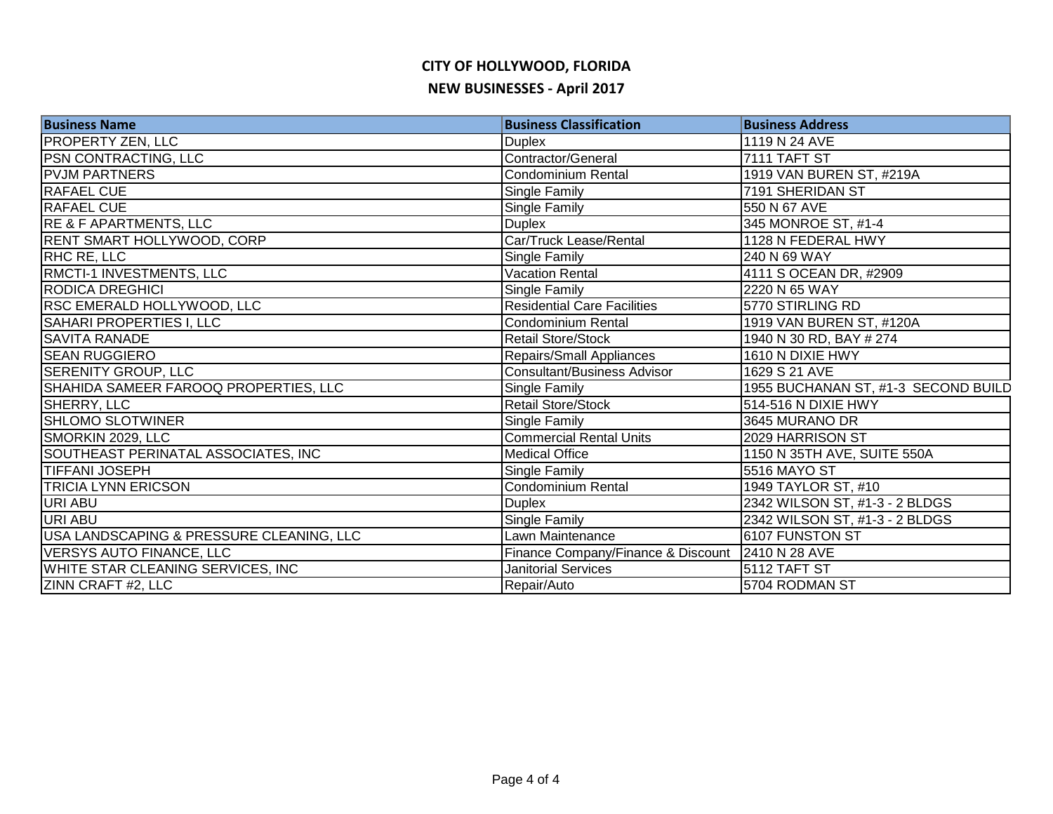# CITY OF HOLLYWOOD, FLORIDA

## NEW BUSINESSES - April 2017

| Business Name | Business Classification | Business Address |
| --- | --- | --- |
| PROPERTY ZEN, LLC | Duplex | 1119 N 24 AVE |
| PSN CONTRACTING, LLC | Contractor/General | 7111 TAFT ST |
| PVJM PARTNERS | Condominium Rental | 1919 VAN BUREN ST, #219A |
| RAFAEL CUE | Single Family | 7191 SHERIDAN ST |
| RAFAEL CUE | Single Family | 550 N 67 AVE |
| RE & F APARTMENTS, LLC | Duplex | 345 MONROE ST, #1-4 |
| RENT SMART HOLLYWOOD, CORP | Car/Truck Lease/Rental | 1128 N FEDERAL HWY |
| RHC RE, LLC | Single Family | 240 N 69 WAY |
| RMCTI-1 INVESTMENTS, LLC | Vacation Rental | 4111 S OCEAN DR, #2909 |
| RODICA DREGHICI | Single Family | 2220 N 65 WAY |
| RSC EMERALD HOLLYWOOD, LLC | Residential Care Facilities | 5770 STIRLING RD |
| SAHARI PROPERTIES I, LLC | Condominium Rental | 1919 VAN BUREN ST, #120A |
| SAVITA RANADE | Retail Store/Stock | 1940 N 30 RD, BAY # 274 |
| SEAN RUGGIERO | Repairs/Small Appliances | 1610 N DIXIE HWY |
| SERENITY GROUP, LLC | Consultant/Business Advisor | 1629 S 21 AVE |
| SHAHIDA SAMEER FAROOQ PROPERTIES, LLC | Single Family | 1955 BUCHANAN ST, #1-3 SECOND BUILD |
| SHERRY, LLC | Retail Store/Stock | 514-516 N DIXIE HWY |
| SHLOMO SLOTWINER | Single Family | 3645 MURANO DR |
| SMORKIN 2029, LLC | Commercial Rental Units | 2029 HARRISON ST |
| SOUTHEAST PERINATAL ASSOCIATES, INC | Medical Office | 1150 N 35TH AVE, SUITE 550A |
| TIFFANI JOSEPH | Single Family | 5516 MAYO ST |
| TRICIA LYNN ERICSON | Condominium Rental | 1949 TAYLOR ST, #10 |
| URI ABU | Duplex | 2342 WILSON ST, #1-3 - 2 BLDGS |
| URI ABU | Single Family | 2342 WILSON ST, #1-3 - 2 BLDGS |
| USA LANDSCAPING & PRESSURE CLEANING, LLC | Lawn Maintenance | 6107 FUNSTON ST |
| VERSYS AUTO FINANCE, LLC | Finance Company/Finance & Discount | 2410 N 28 AVE |
| WHITE STAR CLEANING SERVICES, INC | Janitorial Services | 5112 TAFT ST |
| ZINN CRAFT #2, LLC | Repair/Auto | 5704 RODMAN ST |